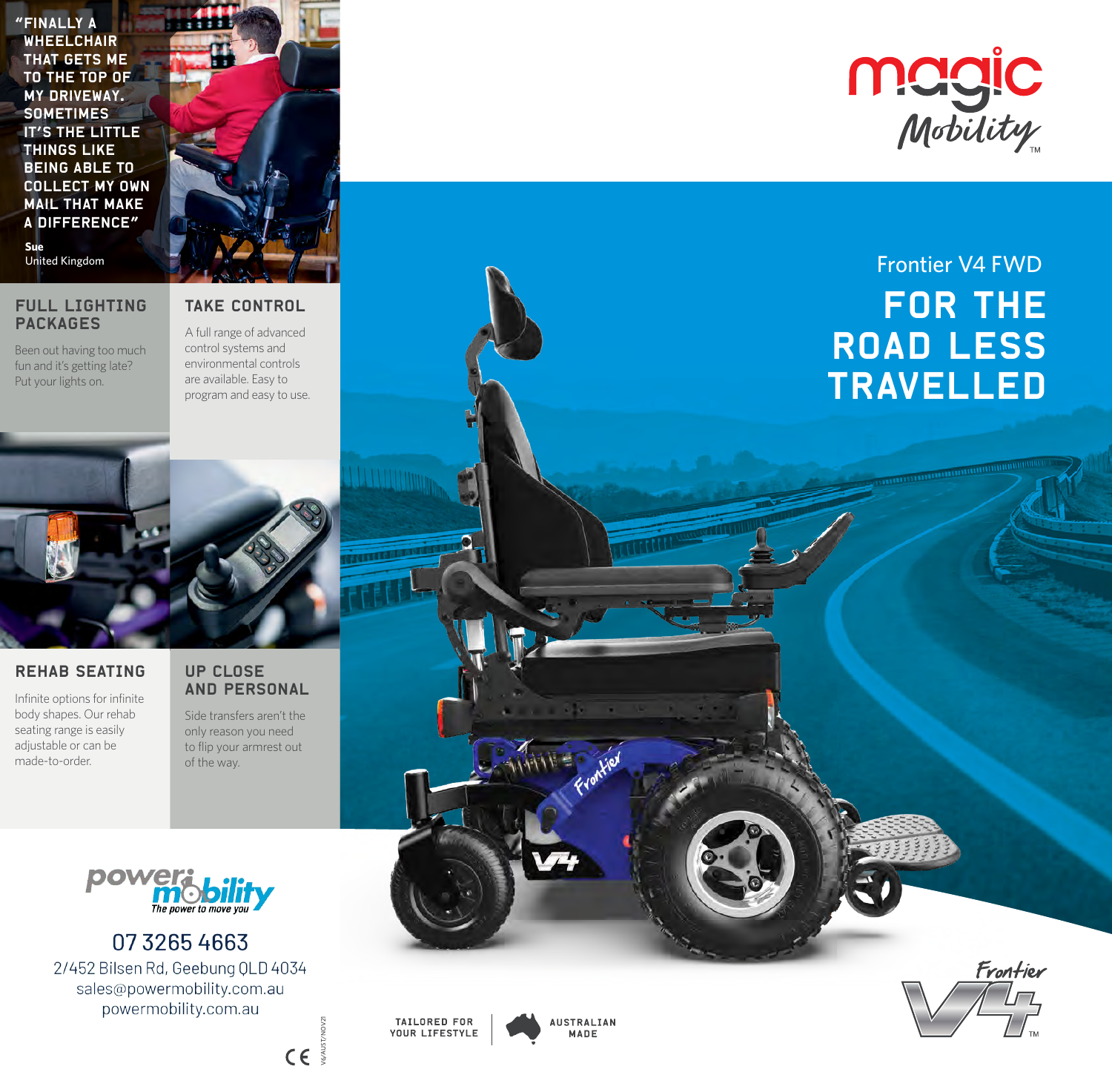“FINALLY A WHEELCHAIR THAT GETS ME TO THE TOP OF MY DRIVEWAY. SOMETIMES IT’S THE LITTLE THINGS LIKE BEING ABLE TO COLLECT MY OWN MAIL THAT MAKE A DIFFERENCE”

**Sue**
United Kingdom

## FULL LIGHTING PACKAGES

Been out having too much fun and it’s getting late? Put your lights on.

## TAKE CONTROL

A full range of advanced control systems and environmental controls are available. Easy to program and easy to use.

## REHAB SEATING

Infinite options for infinite body shapes. Our rehab seating range is easily adjustable or can be made-to-order.

## UP CLOSE AND PERSONAL

Side transfers aren’t the only reason you need to flip your armrest out of the way.

power mobility
The power to move you

07 3265 4663
2/452 Bilsen Rd, Geebung QLD 4034
sales@powermobility.com.au
powermobility.com.au

CE

V6/AUST/NOV21

magic Mobility™

Frontier V4 FWD

# FOR THE ROAD LESS TRAVELLED

TAILORED FOR YOUR LIFESTYLE

AUSTRALIAN MADE

Frontier V4™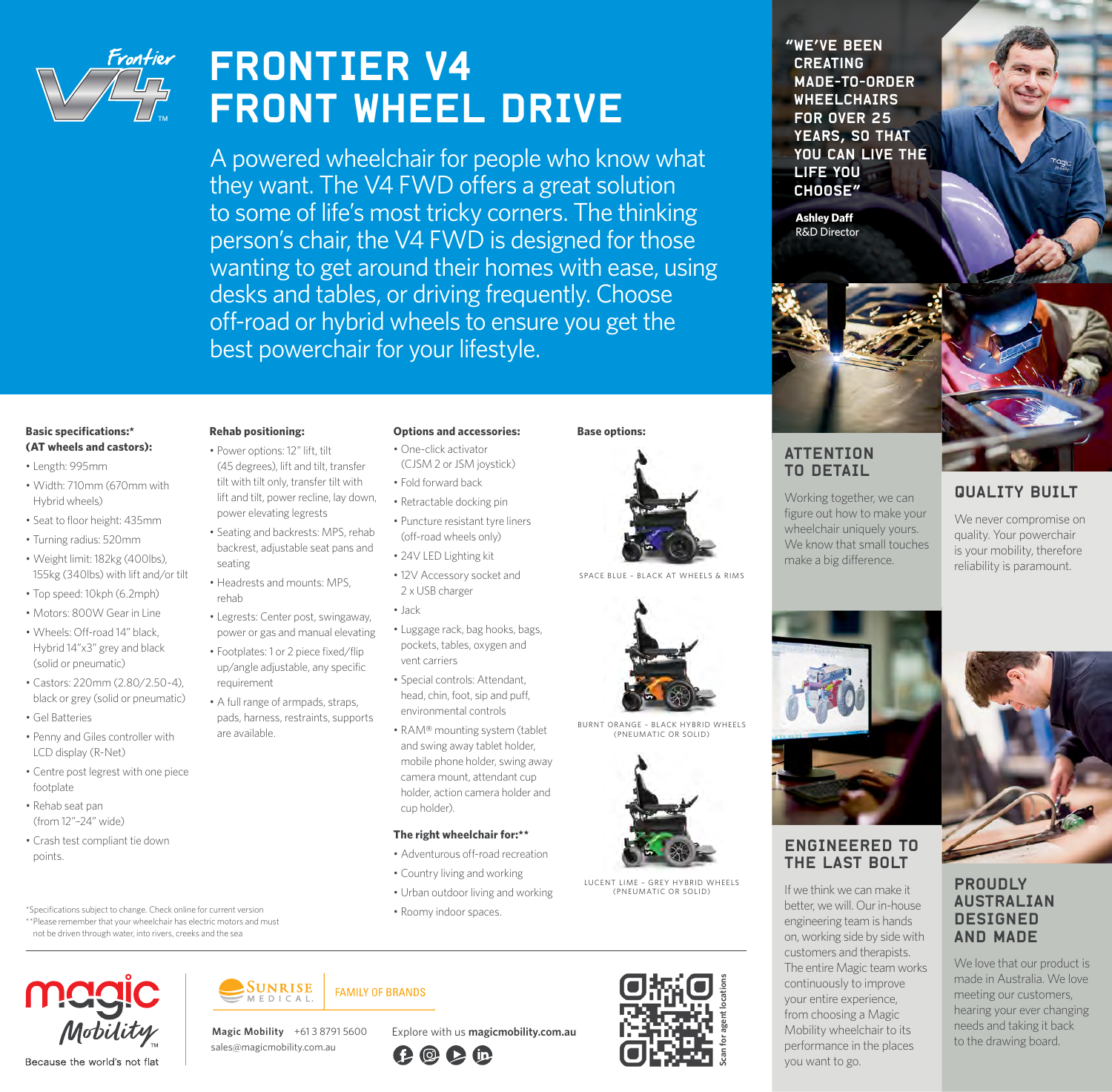# FRONTIER V4 FRONT WHEEL DRIVE

A powered wheelchair for people who know what they want. The V4 FWD offers a great solution to some of life's most tricky corners. The thinking person's chair, the V4 FWD is designed for those wanting to get around their homes with ease, using desks and tables, or driving frequently. Choose off-road or hybrid wheels to ensure you get the best powerchair for your lifestyle.

**Basic specifications:***
**(AT wheels and castors):**

- Length: 995mm
- Width: 710mm (670mm with Hybrid wheels)
- Seat to floor height: 435mm
- Turning radius: 520mm
- Weight limit: 182kg (400lbs), 155kg (340lbs) with lift and/or tilt
- Top speed: 10kph (6.2mph)
- Motors: 800W Gear in Line
- Wheels: Off-road 14" black, Hybrid 14"x3" grey and black (solid or pneumatic)
- Castors: 220mm (2.80/2.50-4), black or grey (solid or pneumatic)
- Gel Batteries
- Penny and Giles controller with LCD display (R-Net)
- Centre post legrest with one piece footplate
- Rehab seat pan (from 12"–24" wide)
- Crash test compliant tie down points.

**Rehab positioning:**

- Power options: 12" lift, tilt (45 degrees), lift and tilt, transfer tilt with tilt only, transfer tilt with lift and tilt, power recline, lay down, power elevating legrests
- Seating and backrests: MPS, rehab backrest, adjustable seat pans and seating
- Headrests and mounts: MPS, rehab
- Legrests: Center post, swingaway, power or gas and manual elevating
- Footplates: 1 or 2 piece fixed/flip up/angle adjustable, any specific requirement
- A full range of armpads, straps, pads, harness, restraints, supports are available.

**Options and accessories:**

- One-click activator (CJSM 2 or JSM joystick)
- Fold forward back
- Retractable docking pin
- Puncture resistant tyre liners (off-road wheels only)
- 24V LED Lighting kit
- 12V Accessory socket and 2 x USB charger
- Jack
- Luggage rack, bag hooks, bags, pockets, tables, oxygen and vent carriers
- Special controls: Attendant, head, chin, foot, sip and puff, environmental controls
- RAM® mounting system (tablet and swing away tablet holder, mobile phone holder, swing away camera mount, attendant cup holder, action camera holder and cup holder).

**The right wheelchair for:****

- Adventurous off-road recreation
- Country living and working
- Urban outdoor living and working
- Roomy indoor spaces.

**Base options:**

SPACE BLUE - BLACK AT WHEELS & RIMS

BURNT ORANGE - BLACK HYBRID WHEELS (PNEUMATIC OR SOLID)

LUCENT LIME - GREY HYBRID WHEELS (PNEUMATIC OR SOLID)

*Specifications subject to change. Check online for current version
**Please remember that your wheelchair has electric motors and must not be driven through water, into rivers, creeks and the sea

"WE'VE BEEN CREATING MADE-TO-ORDER WHEELCHAIRS FOR OVER 25 YEARS, SO THAT YOU CAN LIVE THE LIFE YOU CHOOSE"

**Ashley Daff**
R&D Director

## ATTENTION TO DETAIL

Working together, we can figure out how to make your wheelchair uniquely yours. We know that small touches make a big difference.

## QUALITY BUILT

We never compromise on quality. Your powerchair is your mobility, therefore reliability is paramount.

## ENGINEERED TO THE LAST BOLT

If we think we can make it better, we will. Our in-house engineering team is hands on, working side by side with customers and therapists. The entire Magic team works continuously to improve your entire experience, from choosing a Magic Mobility wheelchair to its performance in the places you want to go.

## PROUDLY AUSTRALIAN DESIGNED AND MADE

We love that our product is made in Australia. We love meeting our customers, hearing your ever changing needs and taking it back to the drawing board.

magic Mobility
Because the world's not flat

SUNRISE MEDICAL | FAMILY OF BRANDS

**Magic Mobility** +61 3 8791 5600
sales@magicmobility.com.au

Explore with us **magicmobility.com.au**

Scan for agent locations